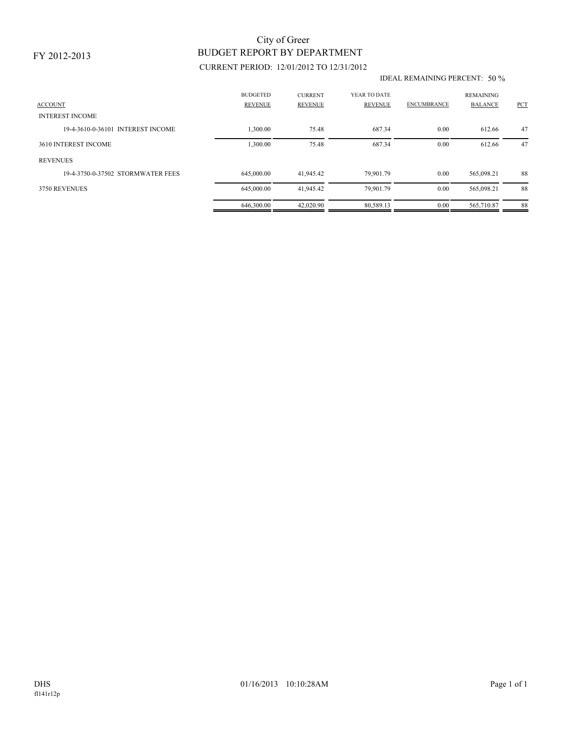FY 2012-2013

# City of Greer

## BUDGET REPORT BY DEPARTMENT

CURRENT PERIOD: 12/01/2012 TO 12/31/2012

IDEAL REMAINING PERCENT: 50 %

| ACCOUNT | BUDGETED REVENUE | CURRENT REVENUE | YEAR TO DATE REVENUE | ENCUMBRANCE | REMAINING BALANCE | PCT |
|---|---|---|---|---|---|---|
| INTEREST INCOME | | | | | | |
| 19-4-3610-0-36101 INTEREST INCOME | 1,300.00 | 75.48 | 687.34 | 0.00 | 612.66 | 47 |
| 3610 INTEREST INCOME | 1,300.00 | 75.48 | 687.34 | 0.00 | 612.66 | 47 |
| REVENUES | | | | | | |
| 19-4-3750-0-37502 STORMWATER FEES | 645,000.00 | 41,945.42 | 79,901.79 | 0.00 | 565,098.21 | 88 |
| 3750 REVENUES | 645,000.00 | 41,945.42 | 79,901.79 | 0.00 | 565,098.21 | 88 |
| | 646,300.00 | 42,020.90 | 80,589.13 | 0.00 | 565,710.87 | 88 |

DHS
fl141r12p

01/16/2013 10:10:28AM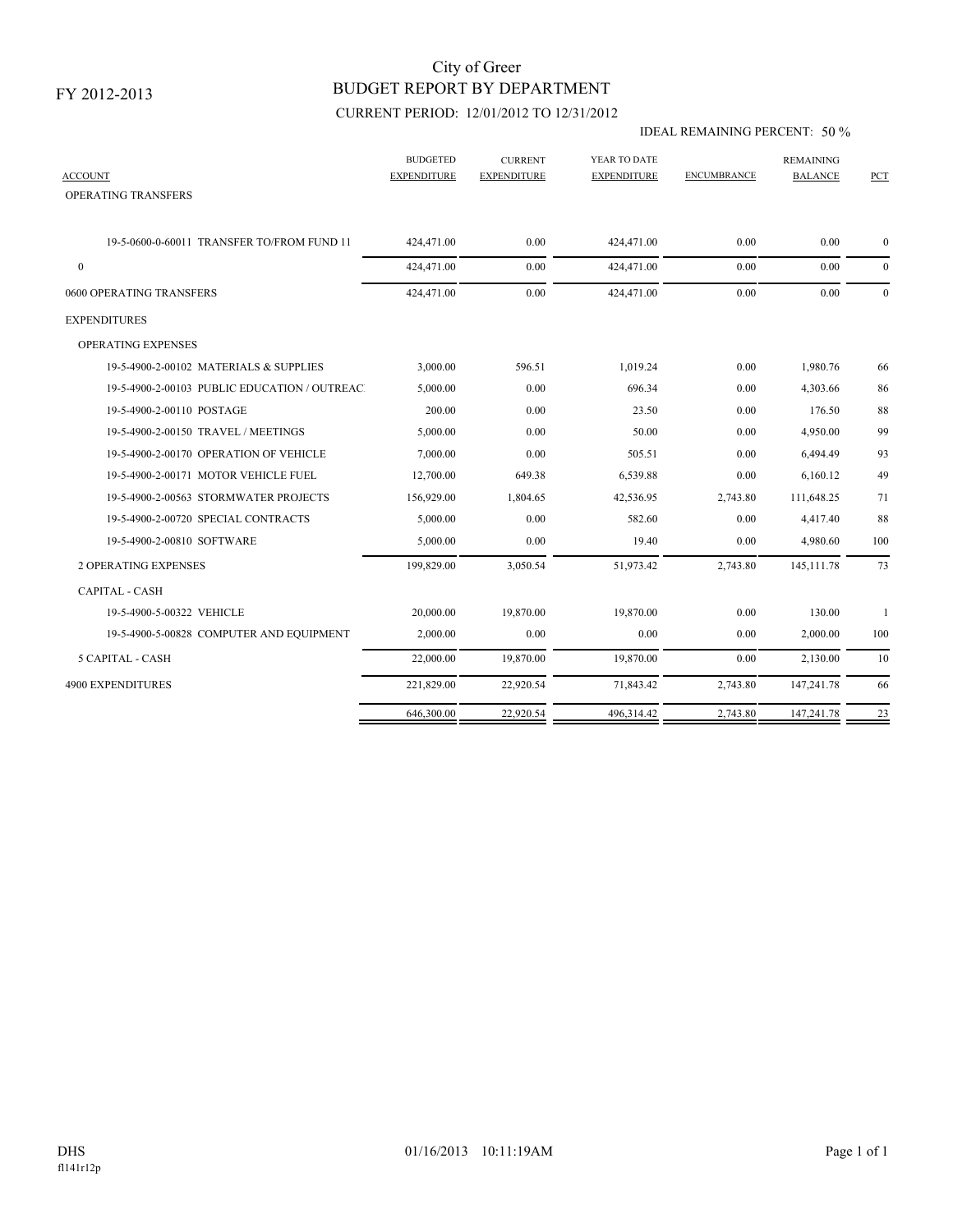FY 2012-2013

# City of Greer
## BUDGET REPORT BY DEPARTMENT
### CURRENT PERIOD: 12/01/2012 TO 12/31/2012

IDEAL REMAINING PERCENT: 50 %

| ACCOUNT | BUDGETED EXPENDITURE | CURRENT EXPENDITURE | YEAR TO DATE EXPENDITURE | ENCUMBRANCE | REMAINING BALANCE | PCT |
|---|---|---|---|---|---|---|
| OPERATING TRANSFERS | | | | | | |
| 19-5-0600-0-60011 TRANSFER TO/FROM FUND 11 | 424,471.00 | 0.00 | 424,471.00 | 0.00 | 0.00 | 0 |
| 0 | 424,471.00 | 0.00 | 424,471.00 | 0.00 | 0.00 | 0 |
| 0600 OPERATING TRANSFERS | 424,471.00 | 0.00 | 424,471.00 | 0.00 | 0.00 | 0 |
| EXPENDITURES | | | | | | |
| OPERATING EXPENSES | | | | | | |
| 19-5-4900-2-00102 MATERIALS & SUPPLIES | 3,000.00 | 596.51 | 1,019.24 | 0.00 | 1,980.76 | 66 |
| 19-5-4900-2-00103 PUBLIC EDUCATION / OUTREAC | 5,000.00 | 0.00 | 696.34 | 0.00 | 4,303.66 | 86 |
| 19-5-4900-2-00110 POSTAGE | 200.00 | 0.00 | 23.50 | 0.00 | 176.50 | 88 |
| 19-5-4900-2-00150 TRAVEL / MEETINGS | 5,000.00 | 0.00 | 50.00 | 0.00 | 4,950.00 | 99 |
| 19-5-4900-2-00170 OPERATION OF VEHICLE | 7,000.00 | 0.00 | 505.51 | 0.00 | 6,494.49 | 93 |
| 19-5-4900-2-00171 MOTOR VEHICLE FUEL | 12,700.00 | 649.38 | 6,539.88 | 0.00 | 6,160.12 | 49 |
| 19-5-4900-2-00563 STORMWATER PROJECTS | 156,929.00 | 1,804.65 | 42,536.95 | 2,743.80 | 111,648.25 | 71 |
| 19-5-4900-2-00720 SPECIAL CONTRACTS | 5,000.00 | 0.00 | 582.60 | 0.00 | 4,417.40 | 88 |
| 19-5-4900-2-00810 SOFTWARE | 5,000.00 | 0.00 | 19.40 | 0.00 | 4,980.60 | 100 |
| 2 OPERATING EXPENSES | 199,829.00 | 3,050.54 | 51,973.42 | 2,743.80 | 145,111.78 | 73 |
| CAPITAL - CASH | | | | | | |
| 19-5-4900-5-00322 VEHICLE | 20,000.00 | 19,870.00 | 19,870.00 | 0.00 | 130.00 | 1 |
| 19-5-4900-5-00828 COMPUTER AND EQUIPMENT | 2,000.00 | 0.00 | 0.00 | 0.00 | 2,000.00 | 100 |
| 5 CAPITAL - CASH | 22,000.00 | 19,870.00 | 19,870.00 | 0.00 | 2,130.00 | 10 |
| 4900 EXPENDITURES | 221,829.00 | 22,920.54 | 71,843.42 | 2,743.80 | 147,241.78 | 66 |
| | 646,300.00 | 22,920.54 | 496,314.42 | 2,743.80 | 147,241.78 | 23 |

DHS
fl141r12p

01/16/2013 10:11:19AM